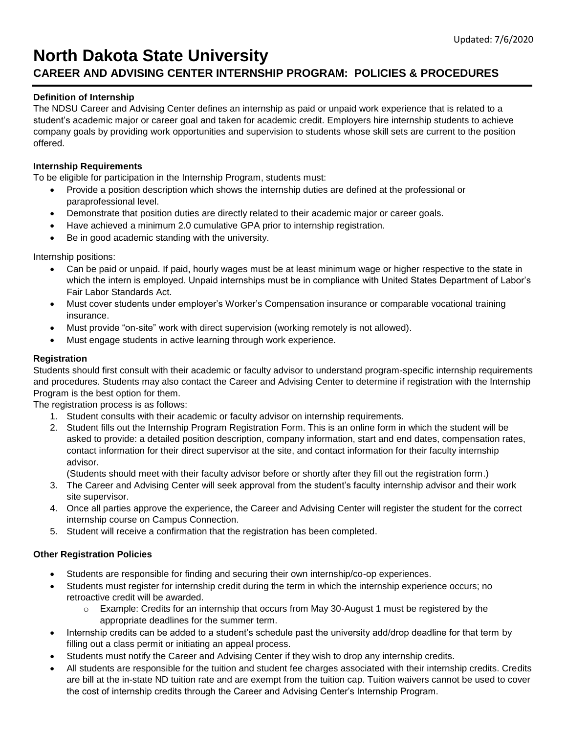Updated: 7/6/2020

# North Dakota State University

## CAREER AND ADVISING CENTER INTERNSHIP PROGRAM: POLICIES & PROCEDURES

**Definition of Internship**

The NDSU Career and Advising Center defines an internship as paid or unpaid work experience that is related to a student's academic major or career goal and taken for academic credit. Employers hire internship students to achieve company goals by providing work opportunities and supervision to students whose skill sets are current to the position offered.

**Internship Requirements**

To be eligible for participation in the Internship Program, students must:

- Provide a position description which shows the internship duties are defined at the professional or paraprofessional level.
- Demonstrate that position duties are directly related to their academic major or career goals.
- Have achieved a minimum 2.0 cumulative GPA prior to internship registration.
- Be in good academic standing with the university.

Internship positions:

- Can be paid or unpaid. If paid, hourly wages must be at least minimum wage or higher respective to the state in which the intern is employed. Unpaid internships must be in compliance with United States Department of Labor's Fair Labor Standards Act.
- Must cover students under employer's Worker's Compensation insurance or comparable vocational training insurance.
- Must provide "on-site" work with direct supervision (working remotely is not allowed).
- Must engage students in active learning through work experience.

**Registration**

Students should first consult with their academic or faculty advisor to understand program-specific internship requirements and procedures. Students may also contact the Career and Advising Center to determine if registration with the Internship Program is the best option for them.

The registration process is as follows:

1. Student consults with their academic or faculty advisor on internship requirements.
2. Student fills out the Internship Program Registration Form. This is an online form in which the student will be asked to provide: a detailed position description, company information, start and end dates, compensation rates, contact information for their direct supervisor at the site, and contact information for their faculty internship advisor.
   (Students should meet with their faculty advisor before or shortly after they fill out the registration form.)
3. The Career and Advising Center will seek approval from the student's faculty internship advisor and their work site supervisor.
4. Once all parties approve the experience, the Career and Advising Center will register the student for the correct internship course on Campus Connection.
5. Student will receive a confirmation that the registration has been completed.

**Other Registration Policies**

- Students are responsible for finding and securing their own internship/co-op experiences.
- Students must register for internship credit during the term in which the internship experience occurs; no retroactive credit will be awarded.
  - Example: Credits for an internship that occurs from May 30-August 1 must be registered by the appropriate deadlines for the summer term.
- Internship credits can be added to a student's schedule past the university add/drop deadline for that term by filling out a class permit or initiating an appeal process.
- Students must notify the Career and Advising Center if they wish to drop any internship credits.
- All students are responsible for the tuition and student fee charges associated with their internship credits. Credits are bill at the in-state ND tuition rate and are exempt from the tuition cap. Tuition waivers cannot be used to cover the cost of internship credits through the Career and Advising Center's Internship Program.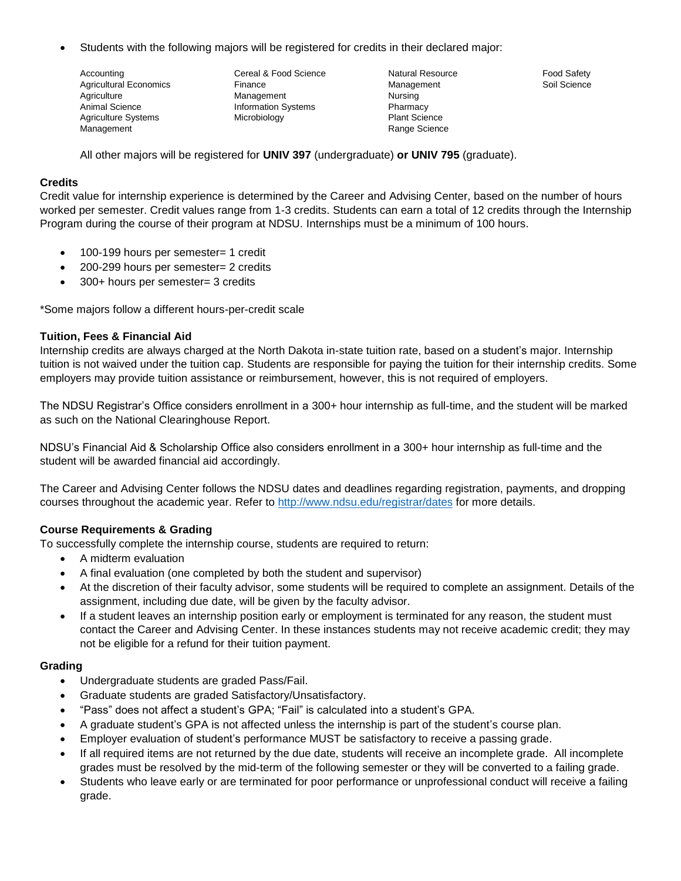- Students with the following majors will be registered for credits in their declared major:

| | | | |
|---|---|---|---|
| Accounting | Cereal & Food Science | Natural Resource Management | Food Safety |
| Agricultural Economics | Finance | Nursing | Soil Science |
| Agriculture | Management | Pharmacy | |
| Animal Science | Information Systems | Plant Science | |
| Agriculture Systems Management | Microbiology | Range Science | |

All other majors will be registered for **UNIV 397** (undergraduate) **or UNIV 795** (graduate).

**Credits**

Credit value for internship experience is determined by the Career and Advising Center, based on the number of hours worked per semester. Credit values range from 1-3 credits. Students can earn a total of 12 credits through the Internship Program during the course of their program at NDSU. Internships must be a minimum of 100 hours.

- 100-199 hours per semester= 1 credit
- 200-299 hours per semester= 2 credits
- 300+ hours per semester= 3 credits

*Some majors follow a different hours-per-credit scale

**Tuition, Fees & Financial Aid**

Internship credits are always charged at the North Dakota in-state tuition rate, based on a student's major. Internship tuition is not waived under the tuition cap. Students are responsible for paying the tuition for their internship credits. Some employers may provide tuition assistance or reimbursement, however, this is not required of employers.

The NDSU Registrar's Office considers enrollment in a 300+ hour internship as full-time, and the student will be marked as such on the National Clearinghouse Report.

NDSU's Financial Aid & Scholarship Office also considers enrollment in a 300+ hour internship as full-time and the student will be awarded financial aid accordingly.

The Career and Advising Center follows the NDSU dates and deadlines regarding registration, payments, and dropping courses throughout the academic year. Refer to http://www.ndsu.edu/registrar/dates for more details.

**Course Requirements & Grading**

To successfully complete the internship course, students are required to return:

- A midterm evaluation
- A final evaluation (one completed by both the student and supervisor)
- At the discretion of their faculty advisor, some students will be required to complete an assignment. Details of the assignment, including due date, will be given by the faculty advisor.
- If a student leaves an internship position early or employment is terminated for any reason, the student must contact the Career and Advising Center. In these instances students may not receive academic credit; they may not be eligible for a refund for their tuition payment.

**Grading**

- Undergraduate students are graded Pass/Fail.
- Graduate students are graded Satisfactory/Unsatisfactory.
- "Pass" does not affect a student's GPA; "Fail" is calculated into a student's GPA.
- A graduate student's GPA is not affected unless the internship is part of the student's course plan.
- Employer evaluation of student's performance MUST be satisfactory to receive a passing grade.
- If all required items are not returned by the due date, students will receive an incomplete grade. All incomplete grades must be resolved by the mid-term of the following semester or they will be converted to a failing grade.
- Students who leave early or are terminated for poor performance or unprofessional conduct will receive a failing grade.